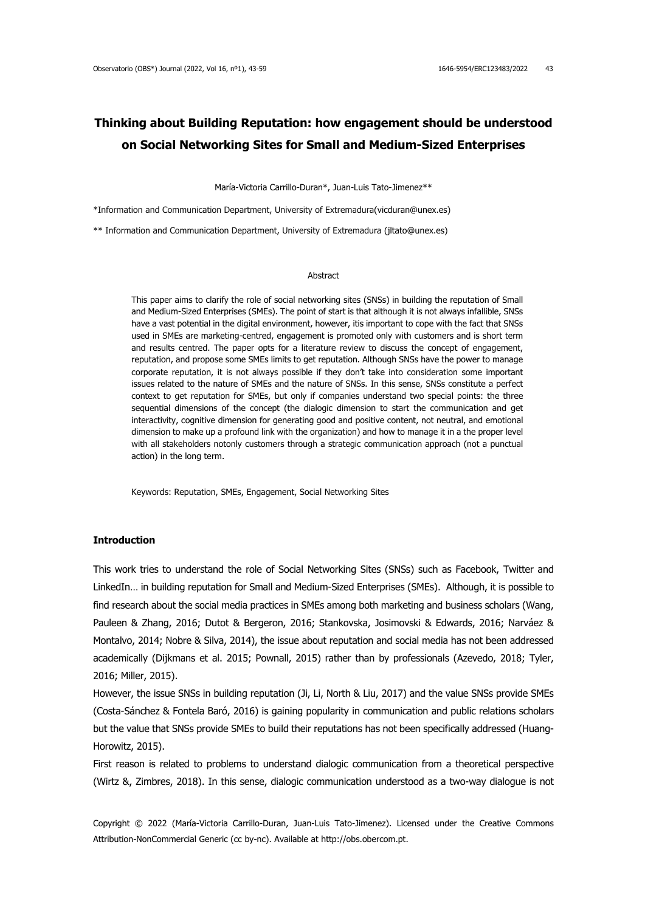# Thinking about Building Reputation: how engagement should be understood on Social Networking Sites for Small and Medium-Sized Enterprises

María-Victoria Carrillo-Duran*, Juan-Luis Tato-Jimenez**

*Information and Communication Department, University of Extremadura(vicduran@unex.es)

** Information and Communication Department, University of Extremadura (jltato@unex.es)

## Abstract

This paper aims to clarify the role of social networking sites (SNSs) in building the reputation of Small and Medium-Sized Enterprises (SMEs). The point of start is that although it is not always infallible, SNSs have a vast potential in the digital environment, however, itis important to cope with the fact that SNSs used in SMEs are marketing-centred, engagement is promoted only with customers and is short term and results centred. The paper opts for a literature review to discuss the concept of engagement, reputation, and propose some SMEs limits to get reputation. Although SNSs have the power to manage corporate reputation, it is not always possible if they don't take into consideration some important issues related to the nature of SMEs and the nature of SNSs. In this sense, SNSs constitute a perfect context to get reputation for SMEs, but only if companies understand two special points: the three sequential dimensions of the concept (the dialogic dimension to start the communication and get interactivity, cognitive dimension for generating good and positive content, not neutral, and emotional dimension to make up a profound link with the organization) and how to manage it in a the proper level with all stakeholders notonly customers through a strategic communication approach (not a punctual action) in the long term.

Keywords: Reputation, SMEs, Engagement, Social Networking Sites

## Introduction

This work tries to understand the role of Social Networking Sites (SNSs) such as Facebook, Twitter and LinkedIn… in building reputation for Small and Medium-Sized Enterprises (SMEs). Although, it is possible to find research about the social media practices in SMEs among both marketing and business scholars (Wang, Pauleen & Zhang, 2016; Dutot & Bergeron, 2016; Stankovska, Josimovski & Edwards, 2016; Narváez & Montalvo, 2014; Nobre & Silva, 2014), the issue about reputation and social media has not been addressed academically (Dijkmans et al. 2015; Pownall, 2015) rather than by professionals (Azevedo, 2018; Tyler, 2016; Miller, 2015).

However, the issue SNSs in building reputation (Ji, Li, North & Liu, 2017) and the value SNSs provide SMEs (Costa-Sánchez & Fontela Baró, 2016) is gaining popularity in communication and public relations scholars but the value that SNSs provide SMEs to build their reputations has not been specifically addressed (Huang-Horowitz, 2015).

First reason is related to problems to understand dialogic communication from a theoretical perspective (Wirtz &, Zimbres, 2018). In this sense, dialogic communication understood as a two-way dialogue is not

Copyright © 2022 (María-Victoria Carrillo-Duran, Juan-Luis Tato-Jimenez). Licensed under the Creative Commons Attribution-NonCommercial Generic (cc by-nc). Available at http://obs.obercom.pt.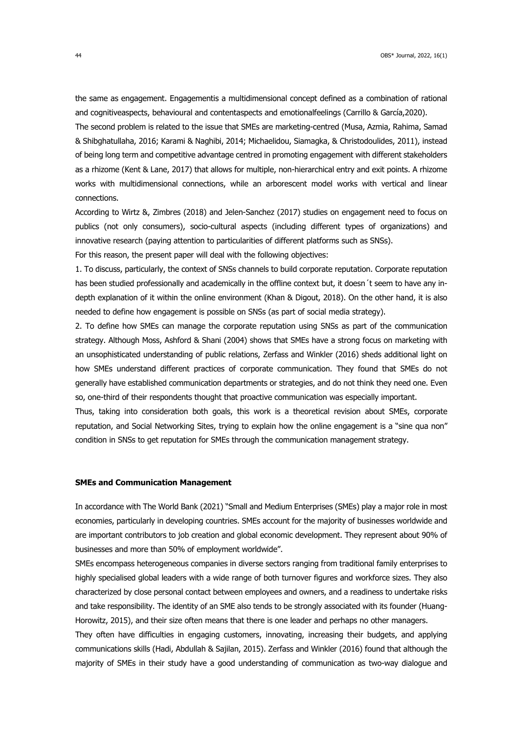the same as engagement. Engagementis a multidimensional concept defined as a combination of rational and cognitiveaspects, behavioural and contentaspects and emotionalfeelings (Carrillo & García,2020).

The second problem is related to the issue that SMEs are marketing-centred (Musa, Azmia, Rahima, Samad & Shibghatullaha, 2016; Karami & Naghibi, 2014; Michaelidou, Siamagka, & Christodoulides, 2011), instead of being long term and competitive advantage centred in promoting engagement with different stakeholders as a rhizome (Kent & Lane, 2017) that allows for multiple, non-hierarchical entry and exit points. A rhizome works with multidimensional connections, while an arborescent model works with vertical and linear connections.

According to Wirtz &, Zimbres (2018) and Jelen-Sanchez (2017) studies on engagement need to focus on publics (not only consumers), socio-cultural aspects (including different types of organizations) and innovative research (paying attention to particularities of different platforms such as SNSs).

For this reason, the present paper will deal with the following objectives:

1. To discuss, particularly, the context of SNSs channels to build corporate reputation. Corporate reputation has been studied professionally and academically in the offline context but, it doesn´t seem to have any in-depth explanation of it within the online environment (Khan & Digout, 2018). On the other hand, it is also needed to define how engagement is possible on SNSs (as part of social media strategy).

2. To define how SMEs can manage the corporate reputation using SNSs as part of the communication strategy. Although Moss, Ashford & Shani (2004) shows that SMEs have a strong focus on marketing with an unsophisticated understanding of public relations, Zerfass and Winkler (2016) sheds additional light on how SMEs understand different practices of corporate communication. They found that SMEs do not generally have established communication departments or strategies, and do not think they need one. Even so, one-third of their respondents thought that proactive communication was especially important.

Thus, taking into consideration both goals, this work is a theoretical revision about SMEs, corporate reputation, and Social Networking Sites, trying to explain how the online engagement is a "sine qua non" condition in SNSs to get reputation for SMEs through the communication management strategy.

## SMEs and Communication Management

In accordance with The World Bank (2021) "Small and Medium Enterprises (SMEs) play a major role in most economies, particularly in developing countries. SMEs account for the majority of businesses worldwide and are important contributors to job creation and global economic development. They represent about 90% of businesses and more than 50% of employment worldwide".

SMEs encompass heterogeneous companies in diverse sectors ranging from traditional family enterprises to highly specialised global leaders with a wide range of both turnover figures and workforce sizes. They also characterized by close personal contact between employees and owners, and a readiness to undertake risks and take responsibility. The identity of an SME also tends to be strongly associated with its founder (Huang-Horowitz, 2015), and their size often means that there is one leader and perhaps no other managers.

They often have difficulties in engaging customers, innovating, increasing their budgets, and applying communications skills (Hadi, Abdullah & Sajilan, 2015). Zerfass and Winkler (2016) found that although the majority of SMEs in their study have a good understanding of communication as two-way dialogue and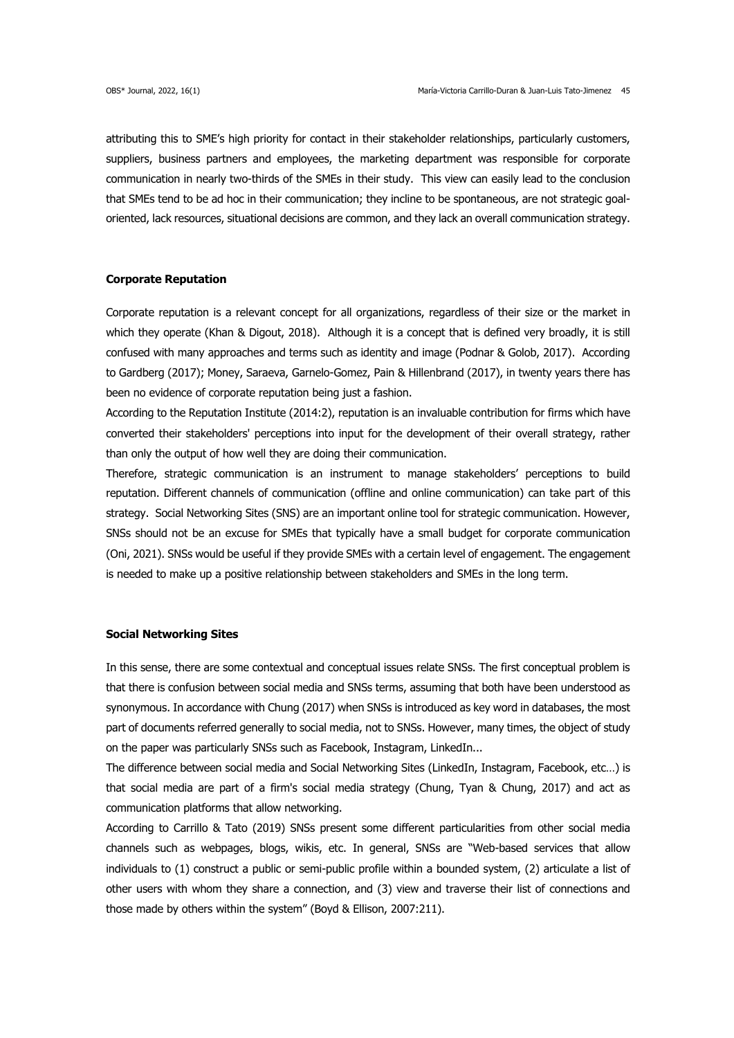attributing this to SME's high priority for contact in their stakeholder relationships, particularly customers, suppliers, business partners and employees, the marketing department was responsible for corporate communication in nearly two-thirds of the SMEs in their study. This view can easily lead to the conclusion that SMEs tend to be ad hoc in their communication; they incline to be spontaneous, are not strategic goal-oriented, lack resources, situational decisions are common, and they lack an overall communication strategy.

## Corporate Reputation

Corporate reputation is a relevant concept for all organizations, regardless of their size or the market in which they operate (Khan & Digout, 2018). Although it is a concept that is defined very broadly, it is still confused with many approaches and terms such as identity and image (Podnar & Golob, 2017). According to Gardberg (2017); Money, Saraeva, Garnelo-Gomez, Pain & Hillenbrand (2017), in twenty years there has been no evidence of corporate reputation being just a fashion.

According to the Reputation Institute (2014:2), reputation is an invaluable contribution for firms which have converted their stakeholders' perceptions into input for the development of their overall strategy, rather than only the output of how well they are doing their communication.

Therefore, strategic communication is an instrument to manage stakeholders' perceptions to build reputation. Different channels of communication (offline and online communication) can take part of this strategy. Social Networking Sites (SNS) are an important online tool for strategic communication. However, SNSs should not be an excuse for SMEs that typically have a small budget for corporate communication (Oni, 2021). SNSs would be useful if they provide SMEs with a certain level of engagement. The engagement is needed to make up a positive relationship between stakeholders and SMEs in the long term.

## Social Networking Sites

In this sense, there are some contextual and conceptual issues relate SNSs. The first conceptual problem is that there is confusion between social media and SNSs terms, assuming that both have been understood as synonymous. In accordance with Chung (2017) when SNSs is introduced as key word in databases, the most part of documents referred generally to social media, not to SNSs. However, many times, the object of study on the paper was particularly SNSs such as Facebook, Instagram, LinkedIn...

The difference between social media and Social Networking Sites (LinkedIn, Instagram, Facebook, etc…) is that social media are part of a firm's social media strategy (Chung, Tyan & Chung, 2017) and act as communication platforms that allow networking.

According to Carrillo & Tato (2019) SNSs present some different particularities from other social media channels such as webpages, blogs, wikis, etc. In general, SNSs are "Web-based services that allow individuals to (1) construct a public or semi-public profile within a bounded system, (2) articulate a list of other users with whom they share a connection, and (3) view and traverse their list of connections and those made by others within the system" (Boyd & Ellison, 2007:211).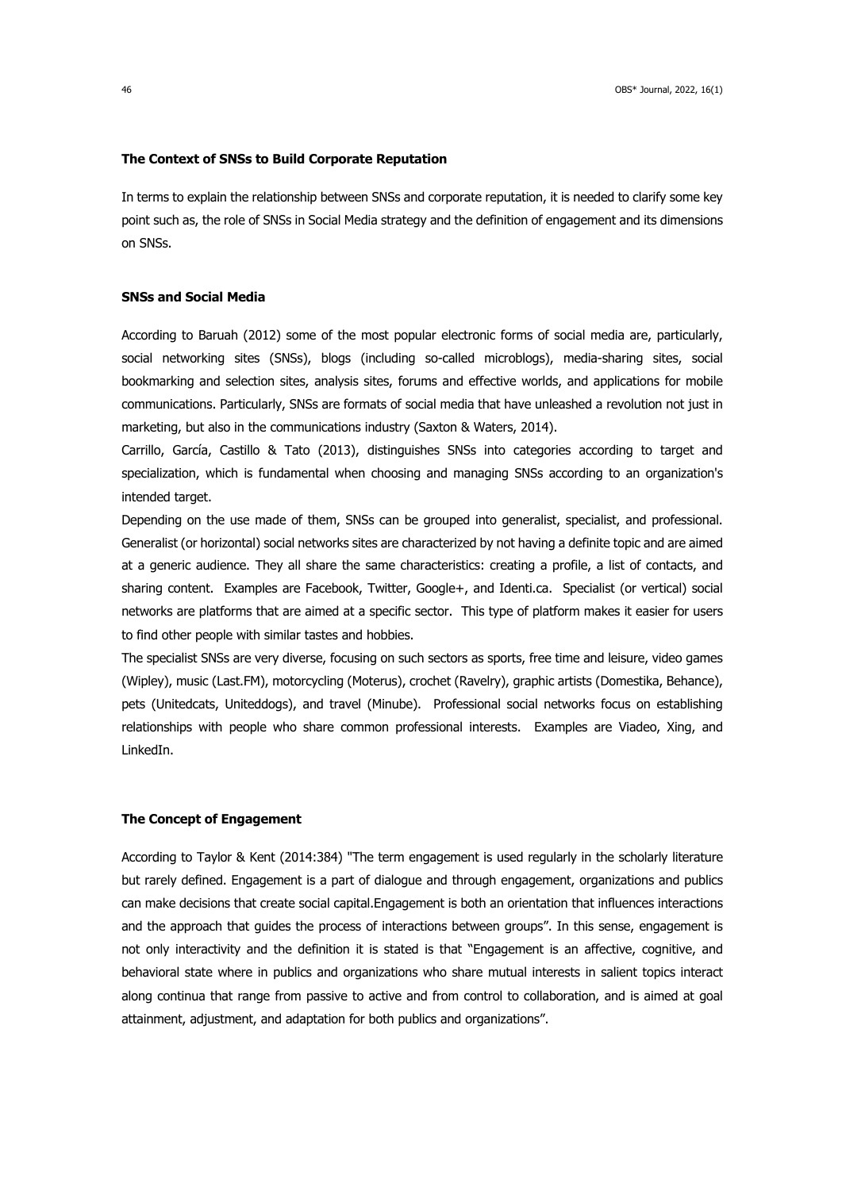**The Context of SNSs to Build Corporate Reputation**

In terms to explain the relationship between SNSs and corporate reputation, it is needed to clarify some key point such as, the role of SNSs in Social Media strategy and the definition of engagement and its dimensions on SNSs.

**SNSs and Social Media**

According to Baruah (2012) some of the most popular electronic forms of social media are, particularly, social networking sites (SNSs), blogs (including so-called microblogs), media-sharing sites, social bookmarking and selection sites, analysis sites, forums and effective worlds, and applications for mobile communications. Particularly, SNSs are formats of social media that have unleashed a revolution not just in marketing, but also in the communications industry (Saxton & Waters, 2014).

Carrillo, García, Castillo & Tato (2013), distinguishes SNSs into categories according to target and specialization, which is fundamental when choosing and managing SNSs according to an organization's intended target.

Depending on the use made of them, SNSs can be grouped into generalist, specialist, and professional. Generalist (or horizontal) social networks sites are characterized by not having a definite topic and are aimed at a generic audience. They all share the same characteristics: creating a profile, a list of contacts, and sharing content. Examples are Facebook, Twitter, Google+, and Identi.ca. Specialist (or vertical) social networks are platforms that are aimed at a specific sector. This type of platform makes it easier for users to find other people with similar tastes and hobbies.

The specialist SNSs are very diverse, focusing on such sectors as sports, free time and leisure, video games (Wipley), music (Last.FM), motorcycling (Moterus), crochet (Ravelry), graphic artists (Domestika, Behance), pets (Unitedcats, Uniteddogs), and travel (Minube). Professional social networks focus on establishing relationships with people who share common professional interests. Examples are Viadeo, Xing, and LinkedIn.

**The Concept of Engagement**

According to Taylor & Kent (2014:384) "The term engagement is used regularly in the scholarly literature but rarely defined. Engagement is a part of dialogue and through engagement, organizations and publics can make decisions that create social capital.Engagement is both an orientation that influences interactions and the approach that guides the process of interactions between groups". In this sense, engagement is not only interactivity and the definition it is stated is that "Engagement is an affective, cognitive, and behavioral state where in publics and organizations who share mutual interests in salient topics interact along continua that range from passive to active and from control to collaboration, and is aimed at goal attainment, adjustment, and adaptation for both publics and organizations".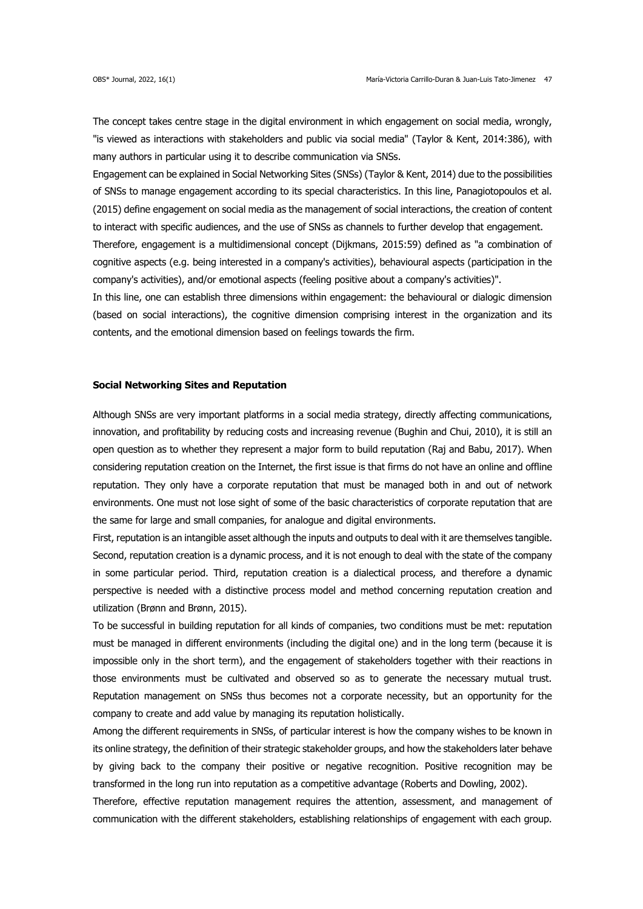The concept takes centre stage in the digital environment in which engagement on social media, wrongly, "is viewed as interactions with stakeholders and public via social media" (Taylor & Kent, 2014:386), with many authors in particular using it to describe communication via SNSs.

Engagement can be explained in Social Networking Sites (SNSs) (Taylor & Kent, 2014) due to the possibilities of SNSs to manage engagement according to its special characteristics. In this line, Panagiotopoulos et al. (2015) define engagement on social media as the management of social interactions, the creation of content to interact with specific audiences, and the use of SNSs as channels to further develop that engagement.

Therefore, engagement is a multidimensional concept (Dijkmans, 2015:59) defined as "a combination of cognitive aspects (e.g. being interested in a company's activities), behavioural aspects (participation in the company's activities), and/or emotional aspects (feeling positive about a company's activities)".

In this line, one can establish three dimensions within engagement: the behavioural or dialogic dimension (based on social interactions), the cognitive dimension comprising interest in the organization and its contents, and the emotional dimension based on feelings towards the firm.

## Social Networking Sites and Reputation

Although SNSs are very important platforms in a social media strategy, directly affecting communications, innovation, and profitability by reducing costs and increasing revenue (Bughin and Chui, 2010), it is still an open question as to whether they represent a major form to build reputation (Raj and Babu, 2017). When considering reputation creation on the Internet, the first issue is that firms do not have an online and offline reputation. They only have a corporate reputation that must be managed both in and out of network environments. One must not lose sight of some of the basic characteristics of corporate reputation that are the same for large and small companies, for analogue and digital environments.

First, reputation is an intangible asset although the inputs and outputs to deal with it are themselves tangible. Second, reputation creation is a dynamic process, and it is not enough to deal with the state of the company in some particular period. Third, reputation creation is a dialectical process, and therefore a dynamic perspective is needed with a distinctive process model and method concerning reputation creation and utilization (Brønn and Brønn, 2015).

To be successful in building reputation for all kinds of companies, two conditions must be met: reputation must be managed in different environments (including the digital one) and in the long term (because it is impossible only in the short term), and the engagement of stakeholders together with their reactions in those environments must be cultivated and observed so as to generate the necessary mutual trust. Reputation management on SNSs thus becomes not a corporate necessity, but an opportunity for the company to create and add value by managing its reputation holistically.

Among the different requirements in SNSs, of particular interest is how the company wishes to be known in its online strategy, the definition of their strategic stakeholder groups, and how the stakeholders later behave by giving back to the company their positive or negative recognition. Positive recognition may be transformed in the long run into reputation as a competitive advantage (Roberts and Dowling, 2002).

Therefore, effective reputation management requires the attention, assessment, and management of communication with the different stakeholders, establishing relationships of engagement with each group.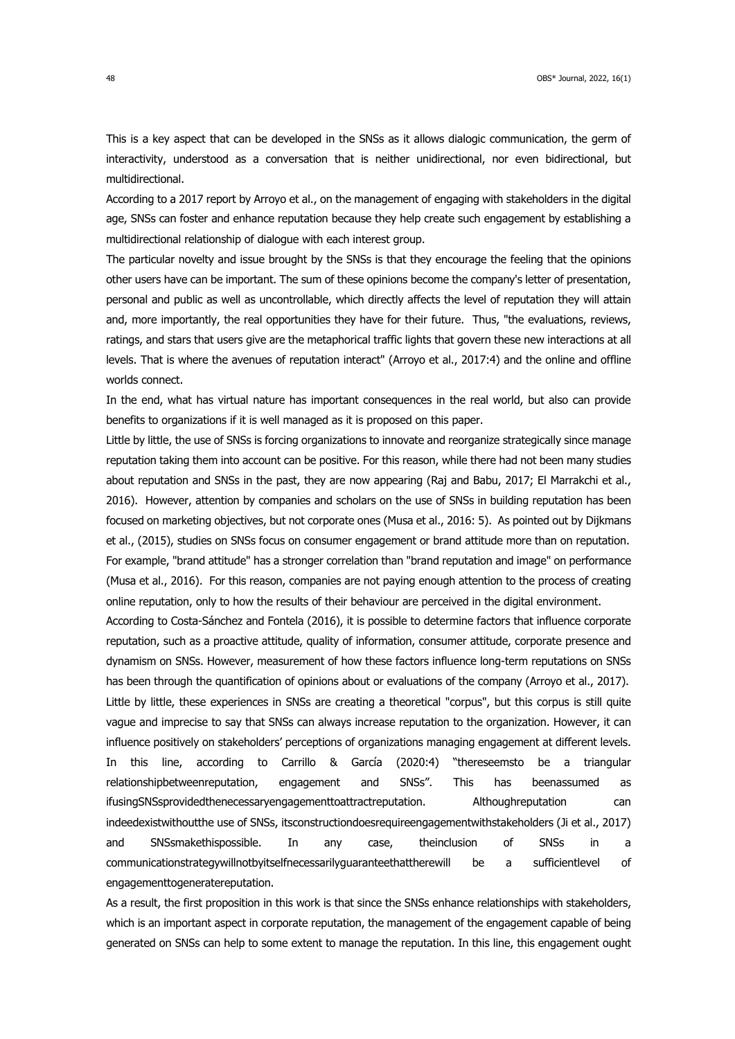This is a key aspect that can be developed in the SNSs as it allows dialogic communication, the germ of interactivity, understood as a conversation that is neither unidirectional, nor even bidirectional, but multidirectional.

According to a 2017 report by Arroyo et al., on the management of engaging with stakeholders in the digital age, SNSs can foster and enhance reputation because they help create such engagement by establishing a multidirectional relationship of dialogue with each interest group.

The particular novelty and issue brought by the SNSs is that they encourage the feeling that the opinions other users have can be important. The sum of these opinions become the company's letter of presentation, personal and public as well as uncontrollable, which directly affects the level of reputation they will attain and, more importantly, the real opportunities they have for their future. Thus, "the evaluations, reviews, ratings, and stars that users give are the metaphorical traffic lights that govern these new interactions at all levels. That is where the avenues of reputation interact" (Arroyo et al., 2017:4) and the online and offline worlds connect.

In the end, what has virtual nature has important consequences in the real world, but also can provide benefits to organizations if it is well managed as it is proposed on this paper.

Little by little, the use of SNSs is forcing organizations to innovate and reorganize strategically since manage reputation taking them into account can be positive. For this reason, while there had not been many studies about reputation and SNSs in the past, they are now appearing (Raj and Babu, 2017; El Marrakchi et al., 2016). However, attention by companies and scholars on the use of SNSs in building reputation has been focused on marketing objectives, but not corporate ones (Musa et al., 2016: 5). As pointed out by Dijkmans et al., (2015), studies on SNSs focus on consumer engagement or brand attitude more than on reputation. For example, "brand attitude" has a stronger correlation than "brand reputation and image" on performance (Musa et al., 2016). For this reason, companies are not paying enough attention to the process of creating online reputation, only to how the results of their behaviour are perceived in the digital environment.

According to Costa-Sánchez and Fontela (2016), it is possible to determine factors that influence corporate reputation, such as a proactive attitude, quality of information, consumer attitude, corporate presence and dynamism on SNSs. However, measurement of how these factors influence long-term reputations on SNSs has been through the quantification of opinions about or evaluations of the company (Arroyo et al., 2017).

Little by little, these experiences in SNSs are creating a theoretical "corpus", but this corpus is still quite vague and imprecise to say that SNSs can always increase reputation to the organization. However, it can influence positively on stakeholders' perceptions of organizations managing engagement at different levels. In this line, according to Carrillo & García (2020:4) "thereseemsto be a triangular relationshipbetweenreputation, engagement and SNSs". This has beenassumed as ifusingSNSsprovidedthenecessaryengagementtoattractreputation. Althoughreputation can indeedexistwithoutthe use of SNSs, itsconstructiondoesrequireengagementwithstakeholders (Ji et al., 2017) and SNSsmakethispossible. In any case, theinclusion of SNSs in a communicationstrategywillnotbyitselfnecessarilyguaranteethattherewill be a sufficientlevel of engagementtogeneratereputation.

As a result, the first proposition in this work is that since the SNSs enhance relationships with stakeholders, which is an important aspect in corporate reputation, the management of the engagement capable of being generated on SNSs can help to some extent to manage the reputation. In this line, this engagement ought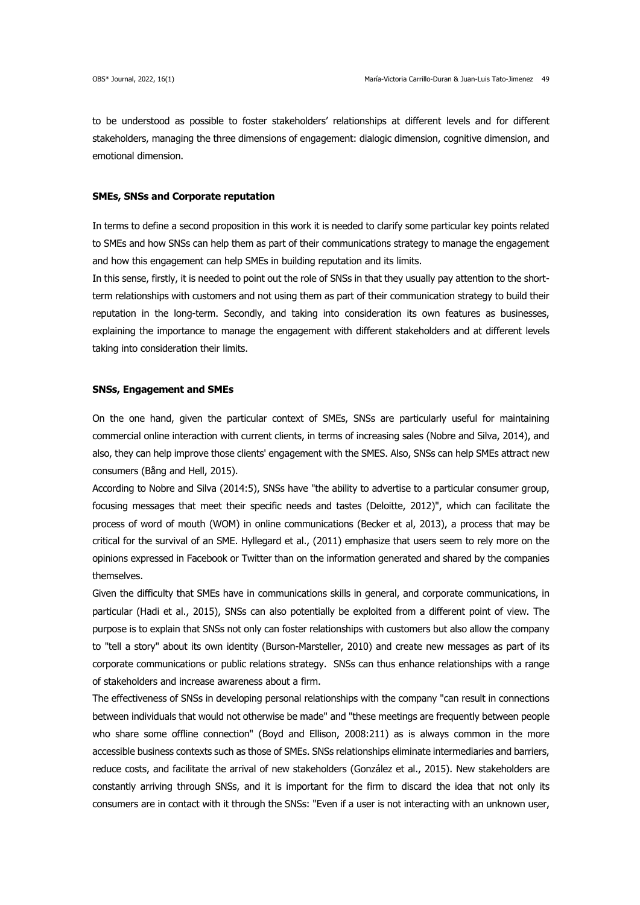to be understood as possible to foster stakeholders' relationships at different levels and for different stakeholders, managing the three dimensions of engagement: dialogic dimension, cognitive dimension, and emotional dimension.

### SMEs, SNSs and Corporate reputation

In terms to define a second proposition in this work it is needed to clarify some particular key points related to SMEs and how SNSs can help them as part of their communications strategy to manage the engagement and how this engagement can help SMEs in building reputation and its limits.

In this sense, firstly, it is needed to point out the role of SNSs in that they usually pay attention to the short-term relationships with customers and not using them as part of their communication strategy to build their reputation in the long-term. Secondly, and taking into consideration its own features as businesses, explaining the importance to manage the engagement with different stakeholders and at different levels taking into consideration their limits.

### SNSs, Engagement and SMEs

On the one hand, given the particular context of SMEs, SNSs are particularly useful for maintaining commercial online interaction with current clients, in terms of increasing sales (Nobre and Silva, 2014), and also, they can help improve those clients' engagement with the SMES. Also, SNSs can help SMEs attract new consumers (Bång and Hell, 2015).

According to Nobre and Silva (2014:5), SNSs have "the ability to advertise to a particular consumer group, focusing messages that meet their specific needs and tastes (Deloitte, 2012)", which can facilitate the process of word of mouth (WOM) in online communications (Becker et al, 2013), a process that may be critical for the survival of an SME. Hyllegard et al., (2011) emphasize that users seem to rely more on the opinions expressed in Facebook or Twitter than on the information generated and shared by the companies themselves.

Given the difficulty that SMEs have in communications skills in general, and corporate communications, in particular (Hadi et al., 2015), SNSs can also potentially be exploited from a different point of view. The purpose is to explain that SNSs not only can foster relationships with customers but also allow the company to "tell a story" about its own identity (Burson-Marsteller, 2010) and create new messages as part of its corporate communications or public relations strategy. SNSs can thus enhance relationships with a range of stakeholders and increase awareness about a firm.

The effectiveness of SNSs in developing personal relationships with the company "can result in connections between individuals that would not otherwise be made" and "these meetings are frequently between people who share some offline connection" (Boyd and Ellison, 2008:211) as is always common in the more accessible business contexts such as those of SMEs. SNSs relationships eliminate intermediaries and barriers, reduce costs, and facilitate the arrival of new stakeholders (González et al., 2015). New stakeholders are constantly arriving through SNSs, and it is important for the firm to discard the idea that not only its consumers are in contact with it through the SNSs: "Even if a user is not interacting with an unknown user,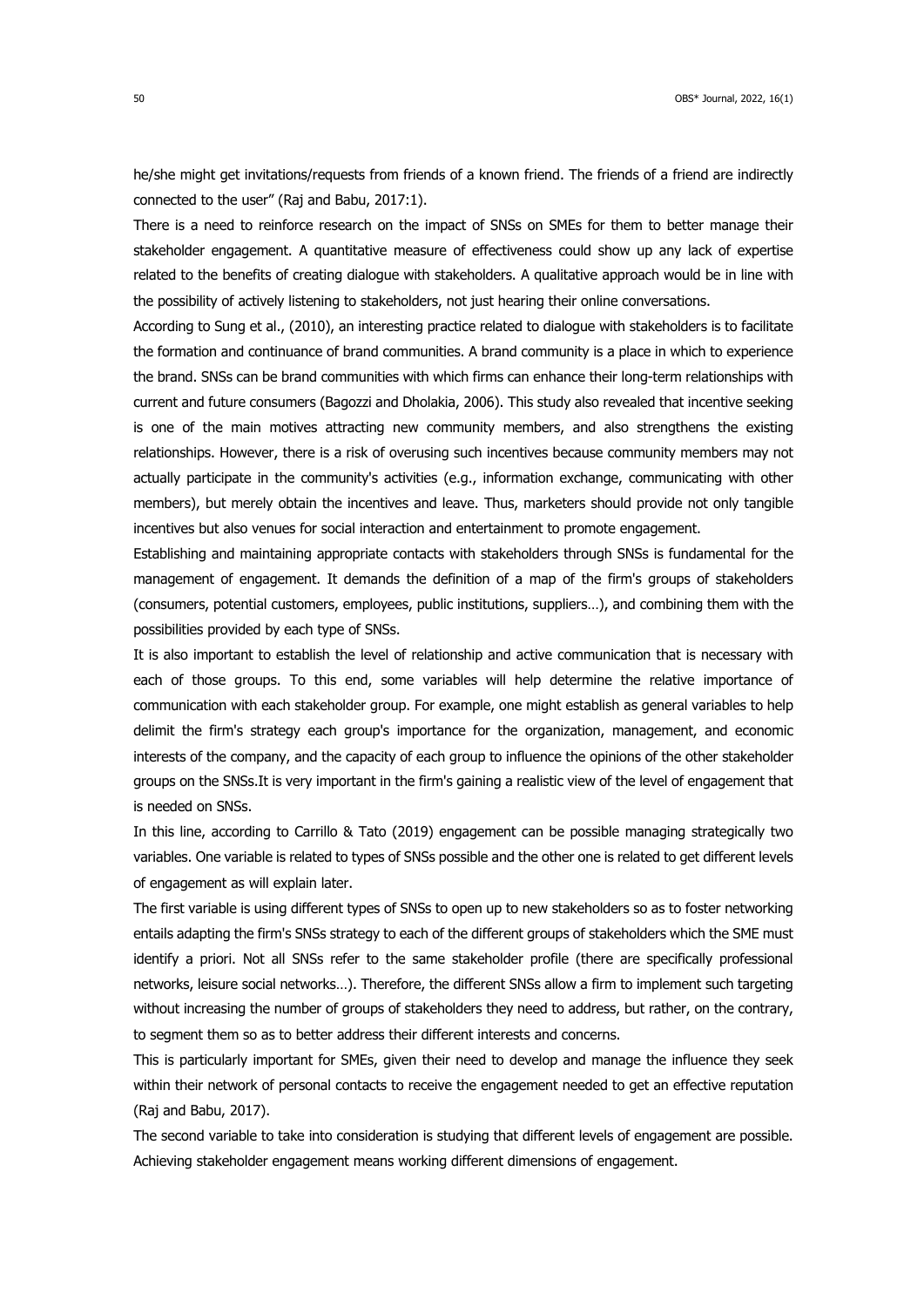he/she might get invitations/requests from friends of a known friend. The friends of a friend are indirectly connected to the user" (Raj and Babu, 2017:1).

There is a need to reinforce research on the impact of SNSs on SMEs for them to better manage their stakeholder engagement. A quantitative measure of effectiveness could show up any lack of expertise related to the benefits of creating dialogue with stakeholders. A qualitative approach would be in line with the possibility of actively listening to stakeholders, not just hearing their online conversations.

According to Sung et al., (2010), an interesting practice related to dialogue with stakeholders is to facilitate the formation and continuance of brand communities. A brand community is a place in which to experience the brand. SNSs can be brand communities with which firms can enhance their long-term relationships with current and future consumers (Bagozzi and Dholakia, 2006). This study also revealed that incentive seeking is one of the main motives attracting new community members, and also strengthens the existing relationships. However, there is a risk of overusing such incentives because community members may not actually participate in the community's activities (e.g., information exchange, communicating with other members), but merely obtain the incentives and leave. Thus, marketers should provide not only tangible incentives but also venues for social interaction and entertainment to promote engagement.

Establishing and maintaining appropriate contacts with stakeholders through SNSs is fundamental for the management of engagement. It demands the definition of a map of the firm's groups of stakeholders (consumers, potential customers, employees, public institutions, suppliers…), and combining them with the possibilities provided by each type of SNSs.

It is also important to establish the level of relationship and active communication that is necessary with each of those groups. To this end, some variables will help determine the relative importance of communication with each stakeholder group. For example, one might establish as general variables to help delimit the firm's strategy each group's importance for the organization, management, and economic interests of the company, and the capacity of each group to influence the opinions of the other stakeholder groups on the SNSs.It is very important in the firm's gaining a realistic view of the level of engagement that is needed on SNSs.

In this line, according to Carrillo & Tato (2019) engagement can be possible managing strategically two variables. One variable is related to types of SNSs possible and the other one is related to get different levels of engagement as will explain later.

The first variable is using different types of SNSs to open up to new stakeholders so as to foster networking entails adapting the firm's SNSs strategy to each of the different groups of stakeholders which the SME must identify a priori. Not all SNSs refer to the same stakeholder profile (there are specifically professional networks, leisure social networks…). Therefore, the different SNSs allow a firm to implement such targeting without increasing the number of groups of stakeholders they need to address, but rather, on the contrary, to segment them so as to better address their different interests and concerns.

This is particularly important for SMEs, given their need to develop and manage the influence they seek within their network of personal contacts to receive the engagement needed to get an effective reputation (Raj and Babu, 2017).

The second variable to take into consideration is studying that different levels of engagement are possible. Achieving stakeholder engagement means working different dimensions of engagement.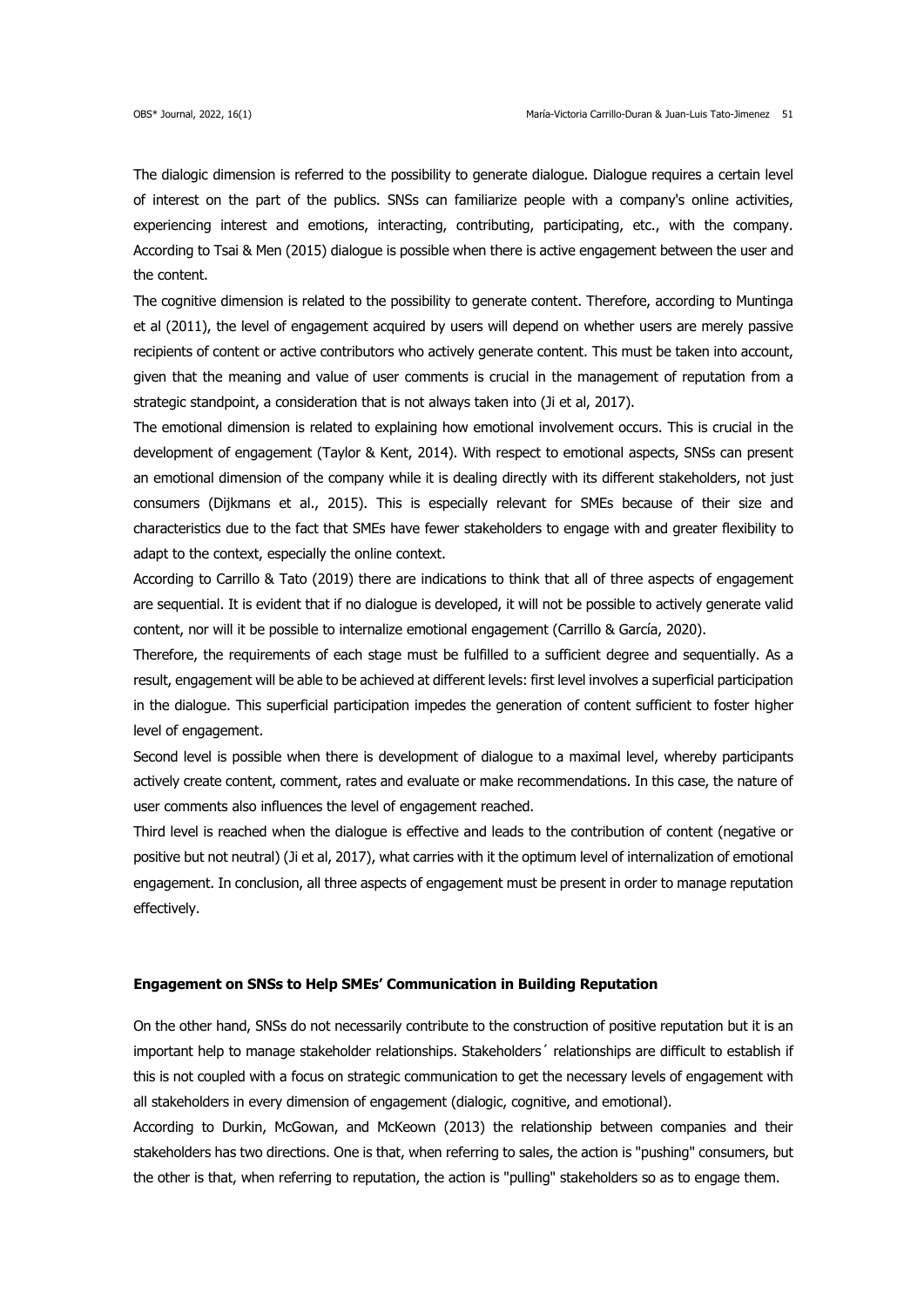The dialogic dimension is referred to the possibility to generate dialogue. Dialogue requires a certain level of interest on the part of the publics. SNSs can familiarize people with a company's online activities, experiencing interest and emotions, interacting, contributing, participating, etc., with the company. According to Tsai & Men (2015) dialogue is possible when there is active engagement between the user and the content.

The cognitive dimension is related to the possibility to generate content. Therefore, according to Muntinga et al (2011), the level of engagement acquired by users will depend on whether users are merely passive recipients of content or active contributors who actively generate content. This must be taken into account, given that the meaning and value of user comments is crucial in the management of reputation from a strategic standpoint, a consideration that is not always taken into (Ji et al, 2017).

The emotional dimension is related to explaining how emotional involvement occurs. This is crucial in the development of engagement (Taylor & Kent, 2014). With respect to emotional aspects, SNSs can present an emotional dimension of the company while it is dealing directly with its different stakeholders, not just consumers (Dijkmans et al., 2015). This is especially relevant for SMEs because of their size and characteristics due to the fact that SMEs have fewer stakeholders to engage with and greater flexibility to adapt to the context, especially the online context.

According to Carrillo & Tato (2019) there are indications to think that all of three aspects of engagement are sequential. It is evident that if no dialogue is developed, it will not be possible to actively generate valid content, nor will it be possible to internalize emotional engagement (Carrillo & García, 2020).

Therefore, the requirements of each stage must be fulfilled to a sufficient degree and sequentially. As a result, engagement will be able to be achieved at different levels: first level involves a superficial participation in the dialogue. This superficial participation impedes the generation of content sufficient to foster higher level of engagement.

Second level is possible when there is development of dialogue to a maximal level, whereby participants actively create content, comment, rates and evaluate or make recommendations. In this case, the nature of user comments also influences the level of engagement reached.

Third level is reached when the dialogue is effective and leads to the contribution of content (negative or positive but not neutral) (Ji et al, 2017), what carries with it the optimum level of internalization of emotional engagement. In conclusion, all three aspects of engagement must be present in order to manage reputation effectively.

## Engagement on SNSs to Help SMEs' Communication in Building Reputation

On the other hand, SNSs do not necessarily contribute to the construction of positive reputation but it is an important help to manage stakeholder relationships. Stakeholders´ relationships are difficult to establish if this is not coupled with a focus on strategic communication to get the necessary levels of engagement with all stakeholders in every dimension of engagement (dialogic, cognitive, and emotional).

According to Durkin, McGowan, and McKeown (2013) the relationship between companies and their stakeholders has two directions. One is that, when referring to sales, the action is "pushing" consumers, but the other is that, when referring to reputation, the action is "pulling" stakeholders so as to engage them.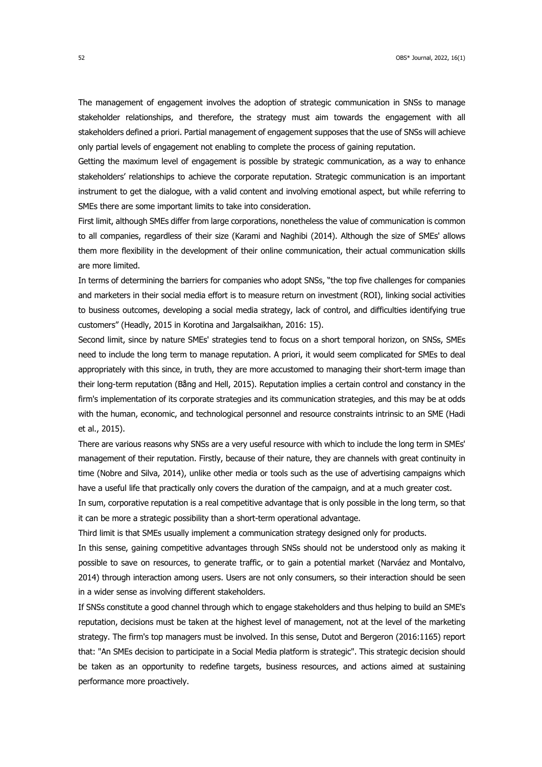The management of engagement involves the adoption of strategic communication in SNSs to manage stakeholder relationships, and therefore, the strategy must aim towards the engagement with all stakeholders defined a priori. Partial management of engagement supposes that the use of SNSs will achieve only partial levels of engagement not enabling to complete the process of gaining reputation.

Getting the maximum level of engagement is possible by strategic communication, as a way to enhance stakeholders' relationships to achieve the corporate reputation. Strategic communication is an important instrument to get the dialogue, with a valid content and involving emotional aspect, but while referring to SMEs there are some important limits to take into consideration.

First limit, although SMEs differ from large corporations, nonetheless the value of communication is common to all companies, regardless of their size (Karami and Naghibi (2014). Although the size of SMEs' allows them more flexibility in the development of their online communication, their actual communication skills are more limited.

In terms of determining the barriers for companies who adopt SNSs, "the top five challenges for companies and marketers in their social media effort is to measure return on investment (ROI), linking social activities to business outcomes, developing a social media strategy, lack of control, and difficulties identifying true customers" (Headly, 2015 in Korotina and Jargalsaikhan, 2016: 15).

Second limit, since by nature SMEs' strategies tend to focus on a short temporal horizon, on SNSs, SMEs need to include the long term to manage reputation. A priori, it would seem complicated for SMEs to deal appropriately with this since, in truth, they are more accustomed to managing their short-term image than their long-term reputation (Bång and Hell, 2015). Reputation implies a certain control and constancy in the firm's implementation of its corporate strategies and its communication strategies, and this may be at odds with the human, economic, and technological personnel and resource constraints intrinsic to an SME (Hadi et al., 2015).

There are various reasons why SNSs are a very useful resource with which to include the long term in SMEs' management of their reputation. Firstly, because of their nature, they are channels with great continuity in time (Nobre and Silva, 2014), unlike other media or tools such as the use of advertising campaigns which have a useful life that practically only covers the duration of the campaign, and at a much greater cost.

In sum, corporative reputation is a real competitive advantage that is only possible in the long term, so that it can be more a strategic possibility than a short-term operational advantage.

Third limit is that SMEs usually implement a communication strategy designed only for products.

In this sense, gaining competitive advantages through SNSs should not be understood only as making it possible to save on resources, to generate traffic, or to gain a potential market (Narváez and Montalvo, 2014) through interaction among users. Users are not only consumers, so their interaction should be seen in a wider sense as involving different stakeholders.

If SNSs constitute a good channel through which to engage stakeholders and thus helping to build an SME's reputation, decisions must be taken at the highest level of management, not at the level of the marketing strategy. The firm's top managers must be involved. In this sense, Dutot and Bergeron (2016:1165) report that: "An SMEs decision to participate in a Social Media platform is strategic". This strategic decision should be taken as an opportunity to redefine targets, business resources, and actions aimed at sustaining performance more proactively.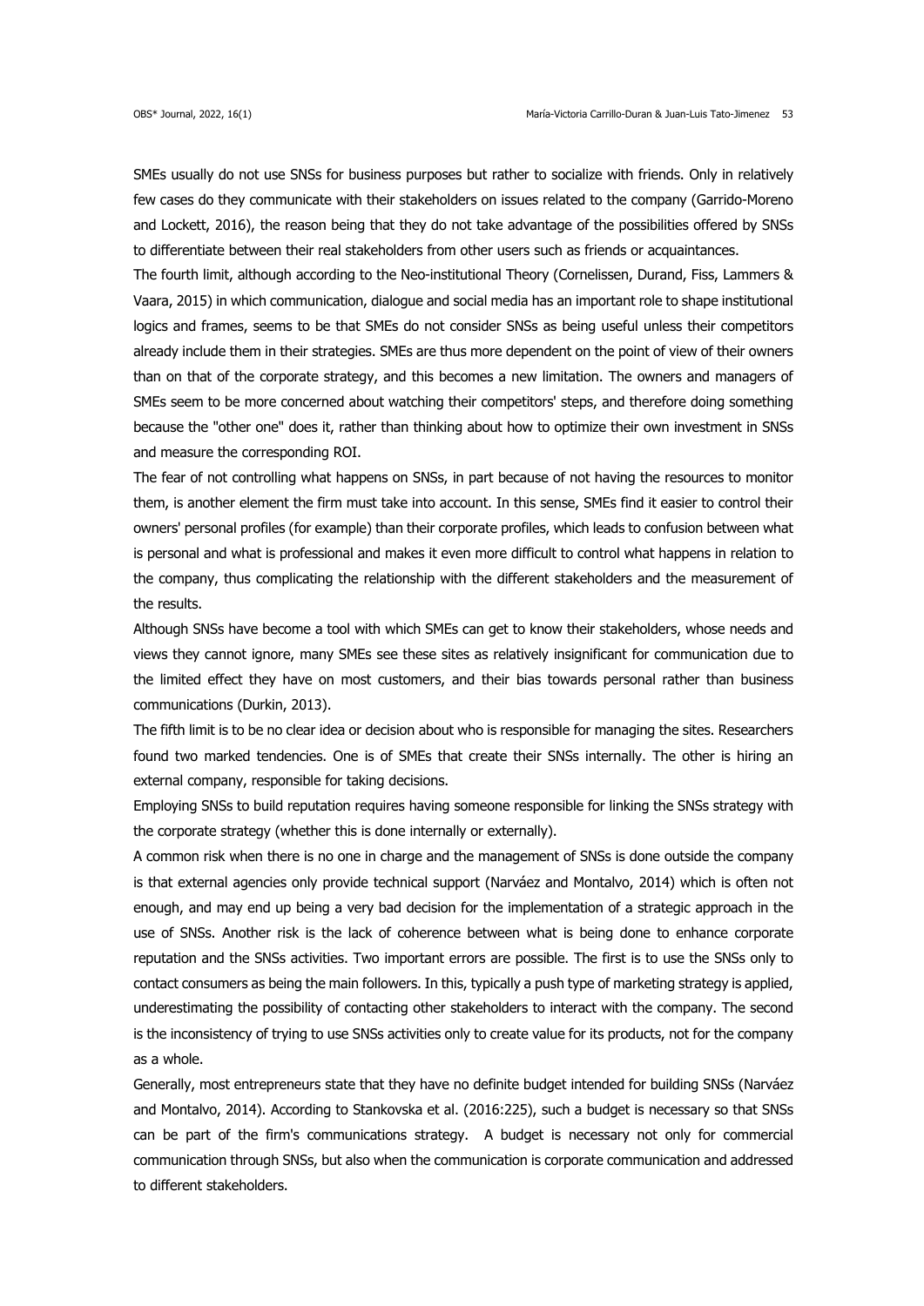SMEs usually do not use SNSs for business purposes but rather to socialize with friends. Only in relatively few cases do they communicate with their stakeholders on issues related to the company (Garrido-Moreno and Lockett, 2016), the reason being that they do not take advantage of the possibilities offered by SNSs to differentiate between their real stakeholders from other users such as friends or acquaintances.

The fourth limit, although according to the Neo-institutional Theory (Cornelissen, Durand, Fiss, Lammers & Vaara, 2015) in which communication, dialogue and social media has an important role to shape institutional logics and frames, seems to be that SMEs do not consider SNSs as being useful unless their competitors already include them in their strategies. SMEs are thus more dependent on the point of view of their owners than on that of the corporate strategy, and this becomes a new limitation. The owners and managers of SMEs seem to be more concerned about watching their competitors' steps, and therefore doing something because the "other one" does it, rather than thinking about how to optimize their own investment in SNSs and measure the corresponding ROI.

The fear of not controlling what happens on SNSs, in part because of not having the resources to monitor them, is another element the firm must take into account. In this sense, SMEs find it easier to control their owners' personal profiles (for example) than their corporate profiles, which leads to confusion between what is personal and what is professional and makes it even more difficult to control what happens in relation to the company, thus complicating the relationship with the different stakeholders and the measurement of the results.

Although SNSs have become a tool with which SMEs can get to know their stakeholders, whose needs and views they cannot ignore, many SMEs see these sites as relatively insignificant for communication due to the limited effect they have on most customers, and their bias towards personal rather than business communications (Durkin, 2013).

The fifth limit is to be no clear idea or decision about who is responsible for managing the sites. Researchers found two marked tendencies. One is of SMEs that create their SNSs internally. The other is hiring an external company, responsible for taking decisions.

Employing SNSs to build reputation requires having someone responsible for linking the SNSs strategy with the corporate strategy (whether this is done internally or externally).

A common risk when there is no one in charge and the management of SNSs is done outside the company is that external agencies only provide technical support (Narváez and Montalvo, 2014) which is often not enough, and may end up being a very bad decision for the implementation of a strategic approach in the use of SNSs. Another risk is the lack of coherence between what is being done to enhance corporate reputation and the SNSs activities. Two important errors are possible. The first is to use the SNSs only to contact consumers as being the main followers. In this, typically a push type of marketing strategy is applied, underestimating the possibility of contacting other stakeholders to interact with the company. The second is the inconsistency of trying to use SNSs activities only to create value for its products, not for the company as a whole.

Generally, most entrepreneurs state that they have no definite budget intended for building SNSs (Narváez and Montalvo, 2014). According to Stankovska et al. (2016:225), such a budget is necessary so that SNSs can be part of the firm's communications strategy. A budget is necessary not only for commercial communication through SNSs, but also when the communication is corporate communication and addressed to different stakeholders.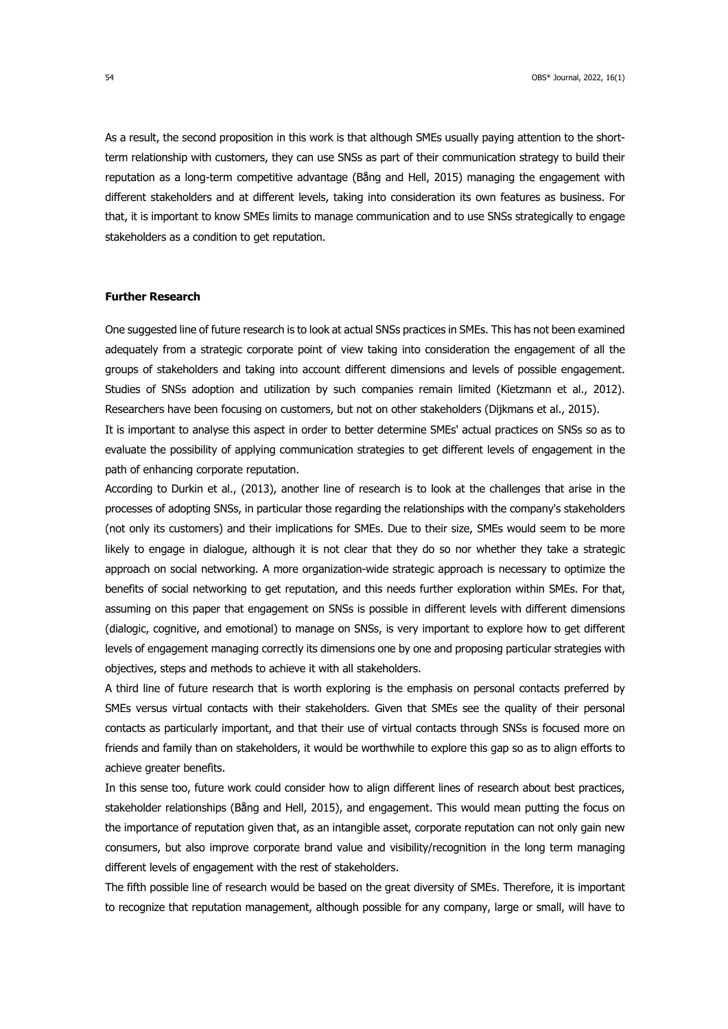As a result, the second proposition in this work is that although SMEs usually paying attention to the short-term relationship with customers, they can use SNSs as part of their communication strategy to build their reputation as a long-term competitive advantage (Bång and Hell, 2015) managing the engagement with different stakeholders and at different levels, taking into consideration its own features as business. For that, it is important to know SMEs limits to manage communication and to use SNSs strategically to engage stakeholders as a condition to get reputation.

## Further Research

One suggested line of future research is to look at actual SNSs practices in SMEs. This has not been examined adequately from a strategic corporate point of view taking into consideration the engagement of all the groups of stakeholders and taking into account different dimensions and levels of possible engagement. Studies of SNSs adoption and utilization by such companies remain limited (Kietzmann et al., 2012). Researchers have been focusing on customers, but not on other stakeholders (Dijkmans et al., 2015).

It is important to analyse this aspect in order to better determine SMEs' actual practices on SNSs so as to evaluate the possibility of applying communication strategies to get different levels of engagement in the path of enhancing corporate reputation.

According to Durkin et al., (2013), another line of research is to look at the challenges that arise in the processes of adopting SNSs, in particular those regarding the relationships with the company's stakeholders (not only its customers) and their implications for SMEs. Due to their size, SMEs would seem to be more likely to engage in dialogue, although it is not clear that they do so nor whether they take a strategic approach on social networking. A more organization-wide strategic approach is necessary to optimize the benefits of social networking to get reputation, and this needs further exploration within SMEs. For that, assuming on this paper that engagement on SNSs is possible in different levels with different dimensions (dialogic, cognitive, and emotional) to manage on SNSs, is very important to explore how to get different levels of engagement managing correctly its dimensions one by one and proposing particular strategies with objectives, steps and methods to achieve it with all stakeholders.

A third line of future research that is worth exploring is the emphasis on personal contacts preferred by SMEs versus virtual contacts with their stakeholders. Given that SMEs see the quality of their personal contacts as particularly important, and that their use of virtual contacts through SNSs is focused more on friends and family than on stakeholders, it would be worthwhile to explore this gap so as to align efforts to achieve greater benefits.

In this sense too, future work could consider how to align different lines of research about best practices, stakeholder relationships (Bång and Hell, 2015), and engagement. This would mean putting the focus on the importance of reputation given that, as an intangible asset, corporate reputation can not only gain new consumers, but also improve corporate brand value and visibility/recognition in the long term managing different levels of engagement with the rest of stakeholders.

The fifth possible line of research would be based on the great diversity of SMEs. Therefore, it is important to recognize that reputation management, although possible for any company, large or small, will have to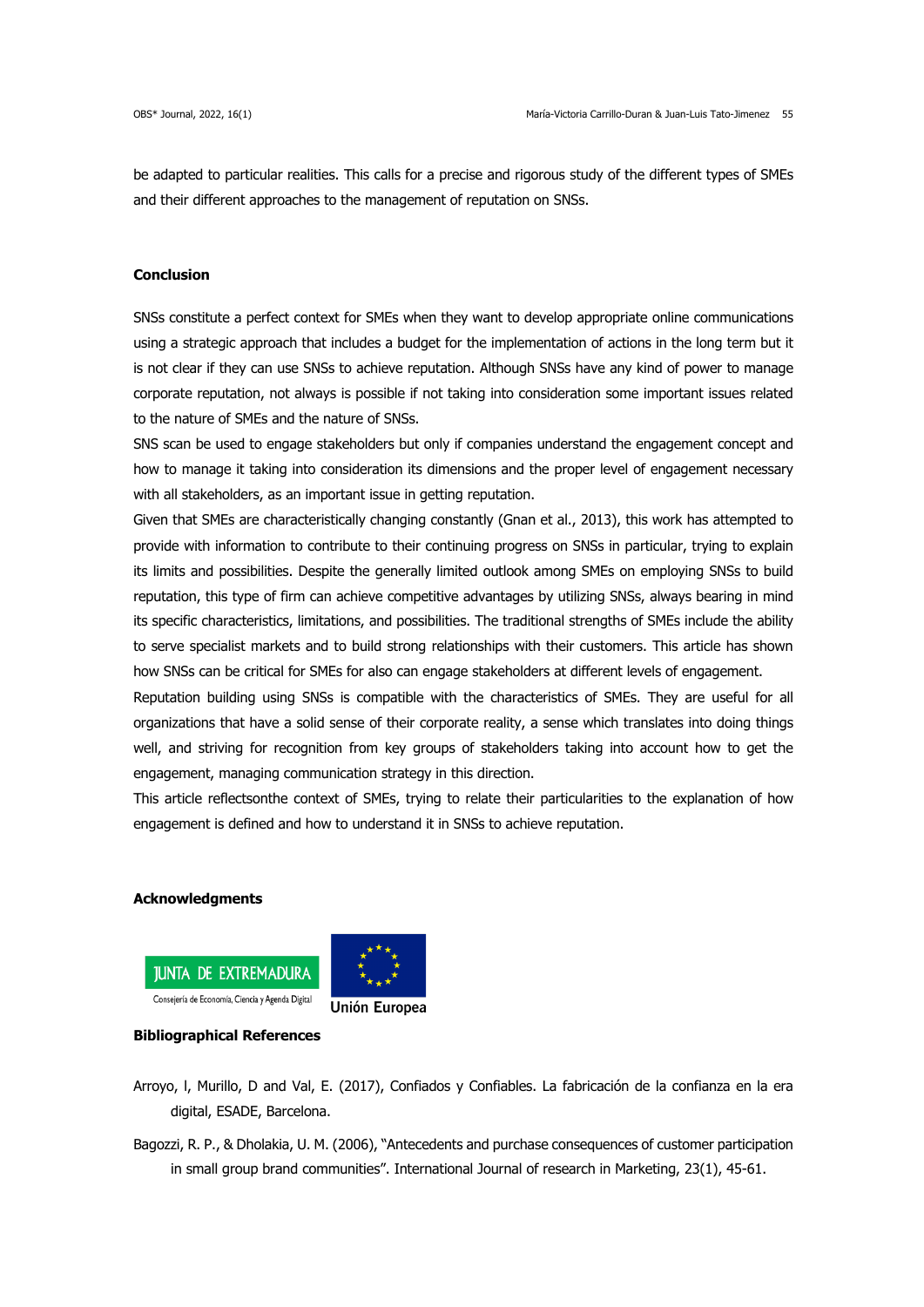be adapted to particular realities. This calls for a precise and rigorous study of the different types of SMEs and their different approaches to the management of reputation on SNSs.

## Conclusion

SNSs constitute a perfect context for SMEs when they want to develop appropriate online communications using a strategic approach that includes a budget for the implementation of actions in the long term but it is not clear if they can use SNSs to achieve reputation. Although SNSs have any kind of power to manage corporate reputation, not always is possible if not taking into consideration some important issues related to the nature of SMEs and the nature of SNSs.

SNS scan be used to engage stakeholders but only if companies understand the engagement concept and how to manage it taking into consideration its dimensions and the proper level of engagement necessary with all stakeholders, as an important issue in getting reputation.

Given that SMEs are characteristically changing constantly (Gnan et al., 2013), this work has attempted to provide with information to contribute to their continuing progress on SNSs in particular, trying to explain its limits and possibilities. Despite the generally limited outlook among SMEs on employing SNSs to build reputation, this type of firm can achieve competitive advantages by utilizing SNSs, always bearing in mind its specific characteristics, limitations, and possibilities. The traditional strengths of SMEs include the ability to serve specialist markets and to build strong relationships with their customers. This article has shown how SNSs can be critical for SMEs for also can engage stakeholders at different levels of engagement.

Reputation building using SNSs is compatible with the characteristics of SMEs. They are useful for all organizations that have a solid sense of their corporate reality, a sense which translates into doing things well, and striving for recognition from key groups of stakeholders taking into account how to get the engagement, managing communication strategy in this direction.

This article reflectsonthe context of SMEs, trying to relate their particularities to the explanation of how engagement is defined and how to understand it in SNSs to achieve reputation.

## Acknowledgments

JUNTA DE EXTREMADURA
Consejería de Economía, Ciencia y Agenda Digital

Unión Europea

## Bibliographical References

Arroyo, I, Murillo, D and Val, E. (2017), Confiados y Confiables. La fabricación de la confianza en la era digital, ESADE, Barcelona.

Bagozzi, R. P., & Dholakia, U. M. (2006), "Antecedents and purchase consequences of customer participation in small group brand communities". International Journal of research in Marketing, 23(1), 45-61.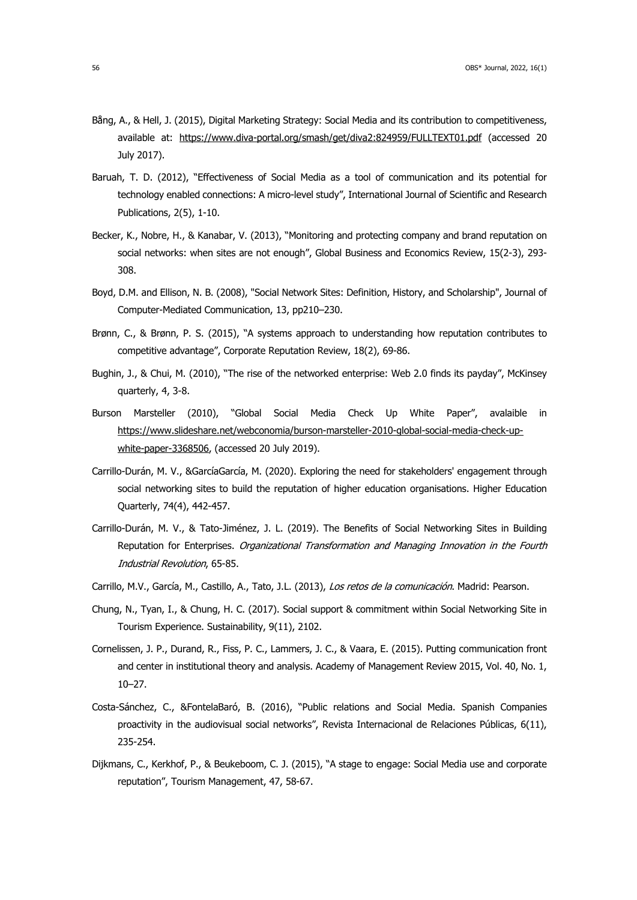Bång, A., & Hell, J. (2015), Digital Marketing Strategy: Social Media and its contribution to competitiveness, available at: https://www.diva-portal.org/smash/get/diva2:824959/FULLTEXT01.pdf (accessed 20 July 2017).

Baruah, T. D. (2012), "Effectiveness of Social Media as a tool of communication and its potential for technology enabled connections: A micro-level study", International Journal of Scientific and Research Publications, 2(5), 1-10.

Becker, K., Nobre, H., & Kanabar, V. (2013), "Monitoring and protecting company and brand reputation on social networks: when sites are not enough", Global Business and Economics Review, 15(2-3), 293-308.

Boyd, D.M. and Ellison, N. B. (2008), "Social Network Sites: Definition, History, and Scholarship", Journal of Computer-Mediated Communication, 13, pp210–230.

Brønn, C., & Brønn, P. S. (2015), "A systems approach to understanding how reputation contributes to competitive advantage", Corporate Reputation Review, 18(2), 69-86.

Bughin, J., & Chui, M. (2010), "The rise of the networked enterprise: Web 2.0 finds its payday", McKinsey quarterly, 4, 3-8.

Burson Marsteller (2010), "Global Social Media Check Up White Paper", avalaible in https://www.slideshare.net/webconomia/burson-marsteller-2010-global-social-media-check-up-white-paper-3368506, (accessed 20 July 2019).

Carrillo-Durán, M. V., &GarcíaGarcía, M. (2020). Exploring the need for stakeholders' engagement through social networking sites to build the reputation of higher education organisations. Higher Education Quarterly, 74(4), 442-457.

Carrillo-Durán, M. V., & Tato-Jiménez, J. L. (2019). The Benefits of Social Networking Sites in Building Reputation for Enterprises. *Organizational Transformation and Managing Innovation in the Fourth Industrial Revolution*, 65-85.

Carrillo, M.V., García, M., Castillo, A., Tato, J.L. (2013), *Los retos de la comunicación*. Madrid: Pearson.

Chung, N., Tyan, I., & Chung, H. C. (2017). Social support & commitment within Social Networking Site in Tourism Experience. Sustainability, 9(11), 2102.

Cornelissen, J. P., Durand, R., Fiss, P. C., Lammers, J. C., & Vaara, E. (2015). Putting communication front and center in institutional theory and analysis. Academy of Management Review 2015, Vol. 40, No. 1, 10–27.

Costa-Sánchez, C., &FontelaBaró, B. (2016), "Public relations and Social Media. Spanish Companies proactivity in the audiovisual social networks", Revista Internacional de Relaciones Públicas, 6(11), 235-254.

Dijkmans, C., Kerkhof, P., & Beukeboom, C. J. (2015), "A stage to engage: Social Media use and corporate reputation", Tourism Management, 47, 58-67.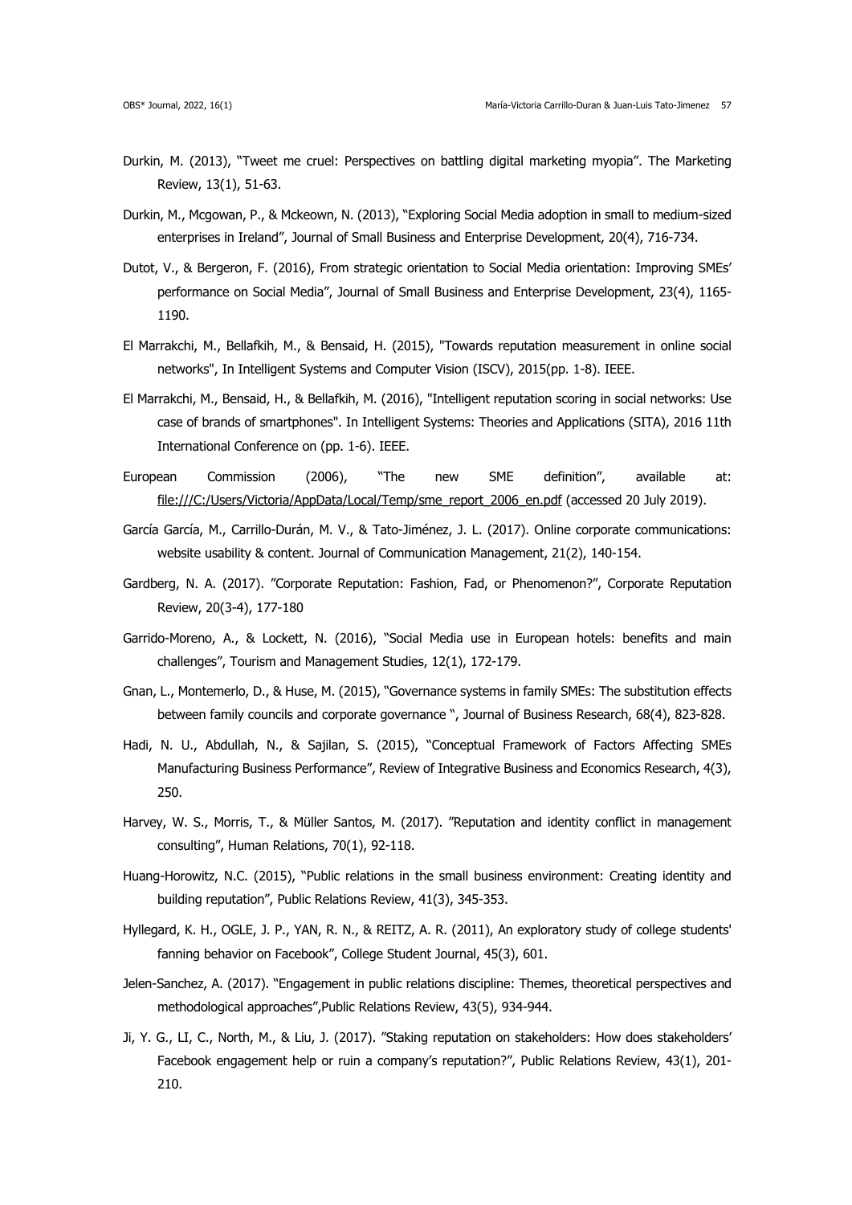Durkin, M. (2013), "Tweet me cruel: Perspectives on battling digital marketing myopia". The Marketing Review, 13(1), 51-63.

Durkin, M., Mcgowan, P., & Mckeown, N. (2013), "Exploring Social Media adoption in small to medium-sized enterprises in Ireland", Journal of Small Business and Enterprise Development, 20(4), 716-734.

Dutot, V., & Bergeron, F. (2016), From strategic orientation to Social Media orientation: Improving SMEs' performance on Social Media", Journal of Small Business and Enterprise Development, 23(4), 1165-1190.

El Marrakchi, M., Bellafkih, M., & Bensaid, H. (2015), "Towards reputation measurement in online social networks", In Intelligent Systems and Computer Vision (ISCV), 2015(pp. 1-8). IEEE.

El Marrakchi, M., Bensaid, H., & Bellafkih, M. (2016), "Intelligent reputation scoring in social networks: Use case of brands of smartphones". In Intelligent Systems: Theories and Applications (SITA), 2016 11th International Conference on (pp. 1-6). IEEE.

European Commission (2006), "The new SME definition", available at: file:///C:/Users/Victoria/AppData/Local/Temp/sme_report_2006_en.pdf (accessed 20 July 2019).

García García, M., Carrillo-Durán, M. V., & Tato-Jiménez, J. L. (2017). Online corporate communications: website usability & content. Journal of Communication Management, 21(2), 140-154.

Gardberg, N. A. (2017). "Corporate Reputation: Fashion, Fad, or Phenomenon?", Corporate Reputation Review, 20(3-4), 177-180

Garrido-Moreno, A., & Lockett, N. (2016), "Social Media use in European hotels: benefits and main challenges", Tourism and Management Studies, 12(1), 172-179.

Gnan, L., Montemerlo, D., & Huse, M. (2015), "Governance systems in family SMEs: The substitution effects between family councils and corporate governance ", Journal of Business Research, 68(4), 823-828.

Hadi, N. U., Abdullah, N., & Sajilan, S. (2015), "Conceptual Framework of Factors Affecting SMEs Manufacturing Business Performance", Review of Integrative Business and Economics Research, 4(3), 250.

Harvey, W. S., Morris, T., & Müller Santos, M. (2017). "Reputation and identity conflict in management consulting", Human Relations, 70(1), 92-118.

Huang-Horowitz, N.C. (2015), "Public relations in the small business environment: Creating identity and building reputation", Public Relations Review, 41(3), 345-353.

Hyllegard, K. H., OGLE, J. P., YAN, R. N., & REITZ, A. R. (2011), An exploratory study of college students' fanning behavior on Facebook", College Student Journal, 45(3), 601.

Jelen-Sanchez, A. (2017). "Engagement in public relations discipline: Themes, theoretical perspectives and methodological approaches",Public Relations Review, 43(5), 934-944.

Ji, Y. G., LI, C., North, M., & Liu, J. (2017). "Staking reputation on stakeholders: How does stakeholders' Facebook engagement help or ruin a company's reputation?", Public Relations Review, 43(1), 201-210.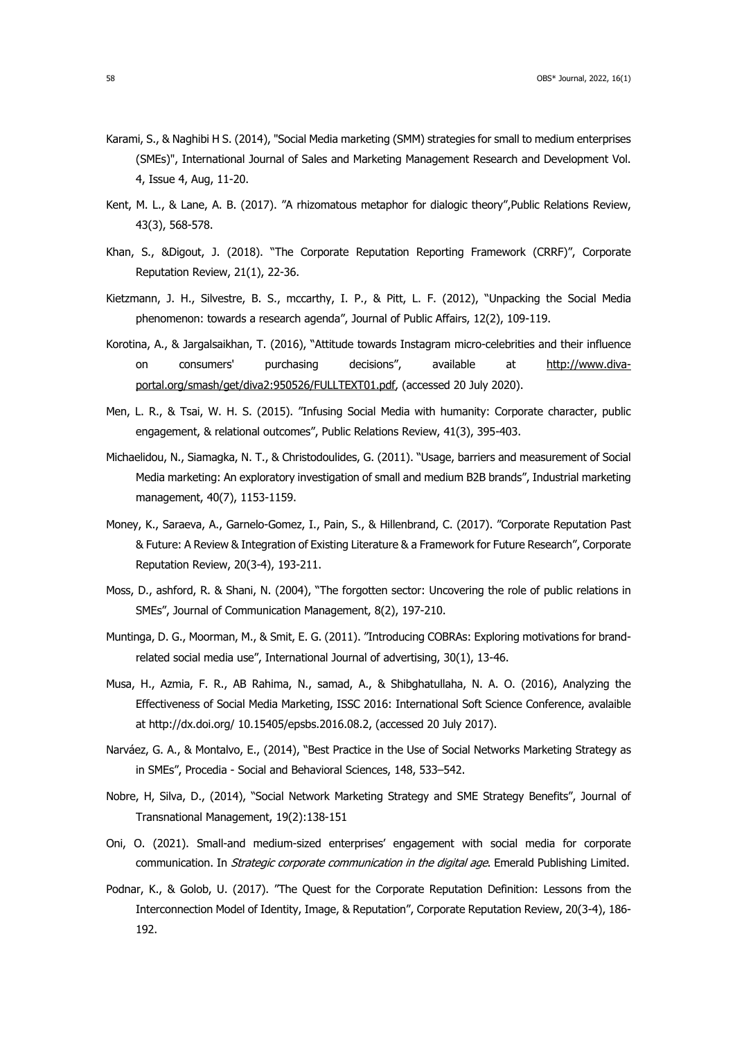Karami, S., & Naghibi H S. (2014), "Social Media marketing (SMM) strategies for small to medium enterprises (SMEs)", International Journal of Sales and Marketing Management Research and Development Vol. 4, Issue 4, Aug, 11-20.

Kent, M. L., & Lane, A. B. (2017). "A rhizomatous metaphor for dialogic theory",Public Relations Review, 43(3), 568-578.

Khan, S., &Digout, J. (2018). "The Corporate Reputation Reporting Framework (CRRF)", Corporate Reputation Review, 21(1), 22-36.

Kietzmann, J. H., Silvestre, B. S., mccarthy, I. P., & Pitt, L. F. (2012), "Unpacking the Social Media phenomenon: towards a research agenda", Journal of Public Affairs, 12(2), 109-119.

Korotina, A., & Jargalsaikhan, T. (2016), "Attitude towards Instagram micro-celebrities and their influence on consumers' purchasing decisions", available at http://www.diva-portal.org/smash/get/diva2:950526/FULLTEXT01.pdf, (accessed 20 July 2020).

Men, L. R., & Tsai, W. H. S. (2015). "Infusing Social Media with humanity: Corporate character, public engagement, & relational outcomes", Public Relations Review, 41(3), 395-403.

Michaelidou, N., Siamagka, N. T., & Christodoulides, G. (2011). "Usage, barriers and measurement of Social Media marketing: An exploratory investigation of small and medium B2B brands", Industrial marketing management, 40(7), 1153-1159.

Money, K., Saraeva, A., Garnelo-Gomez, I., Pain, S., & Hillenbrand, C. (2017). "Corporate Reputation Past & Future: A Review & Integration of Existing Literature & a Framework for Future Research", Corporate Reputation Review, 20(3-4), 193-211.

Moss, D., ashford, R. & Shani, N. (2004), "The forgotten sector: Uncovering the role of public relations in SMEs", Journal of Communication Management, 8(2), 197-210.

Muntinga, D. G., Moorman, M., & Smit, E. G. (2011). "Introducing COBRAs: Exploring motivations for brand-related social media use", International Journal of advertising, 30(1), 13-46.

Musa, H., Azmia, F. R., AB Rahima, N., samad, A., & Shibghatullaha, N. A. O. (2016), Analyzing the Effectiveness of Social Media Marketing, ISSC 2016: International Soft Science Conference, avalaible at http://dx.doi.org/ 10.15405/epsbs.2016.08.2, (accessed 20 July 2017).

Narváez, G. A., & Montalvo, E., (2014), "Best Practice in the Use of Social Networks Marketing Strategy as in SMEs", Procedia - Social and Behavioral Sciences, 148, 533–542.

Nobre, H, Silva, D., (2014), "Social Network Marketing Strategy and SME Strategy Benefits", Journal of Transnational Management, 19(2):138-151

Oni, O. (2021). Small-and medium-sized enterprises' engagement with social media for corporate communication. In *Strategic corporate communication in the digital age*. Emerald Publishing Limited.

Podnar, K., & Golob, U. (2017). "The Quest for the Corporate Reputation Definition: Lessons from the Interconnection Model of Identity, Image, & Reputation", Corporate Reputation Review, 20(3-4), 186-192.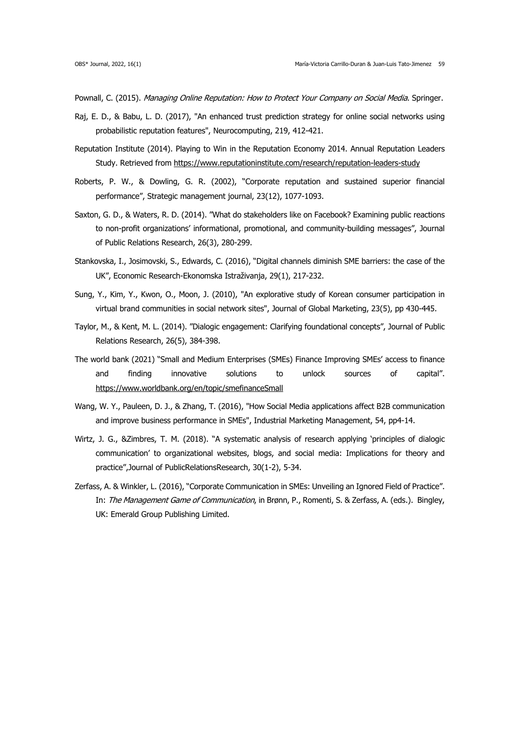Pownall, C. (2015). *Managing Online Reputation: How to Protect Your Company on Social Media*. Springer.

Raj, E. D., & Babu, L. D. (2017), "An enhanced trust prediction strategy for online social networks using probabilistic reputation features", Neurocomputing, 219, 412-421.

Reputation Institute (2014). Playing to Win in the Reputation Economy 2014. Annual Reputation Leaders Study. Retrieved from https://www.reputationinstitute.com/research/reputation-leaders-study

Roberts, P. W., & Dowling, G. R. (2002), "Corporate reputation and sustained superior financial performance", Strategic management journal, 23(12), 1077-1093.

Saxton, G. D., & Waters, R. D. (2014). "What do stakeholders like on Facebook? Examining public reactions to non-profit organizations' informational, promotional, and community-building messages", Journal of Public Relations Research, 26(3), 280-299.

Stankovska, I., Josimovski, S., Edwards, C. (2016), "Digital channels diminish SME barriers: the case of the UK", Economic Research-Ekonomska Istraživanja, 29(1), 217-232.

Sung, Y., Kim, Y., Kwon, O., Moon, J. (2010), "An explorative study of Korean consumer participation in virtual brand communities in social network sites", Journal of Global Marketing, 23(5), pp 430-445.

Taylor, M., & Kent, M. L. (2014). "Dialogic engagement: Clarifying foundational concepts", Journal of Public Relations Research, 26(5), 384-398.

The world bank (2021) "Small and Medium Enterprises (SMEs) Finance Improving SMEs' access to finance and finding innovative solutions to unlock sources of capital". https://www.worldbank.org/en/topic/smefinanceSmall

Wang, W. Y., Pauleen, D. J., & Zhang, T. (2016), "How Social Media applications affect B2B communication and improve business performance in SMEs", Industrial Marketing Management, 54, pp4-14.

Wirtz, J. G., &Zimbres, T. M. (2018). "A systematic analysis of research applying 'principles of dialogic communication' to organizational websites, blogs, and social media: Implications for theory and practice",Journal of PublicRelationsResearch, 30(1-2), 5-34.

Zerfass, A. & Winkler, L. (2016), "Corporate Communication in SMEs: Unveiling an Ignored Field of Practice". In: *The Management Game of Communication*, in Brønn, P., Romenti, S. & Zerfass, A. (eds.). Bingley, UK: Emerald Group Publishing Limited.